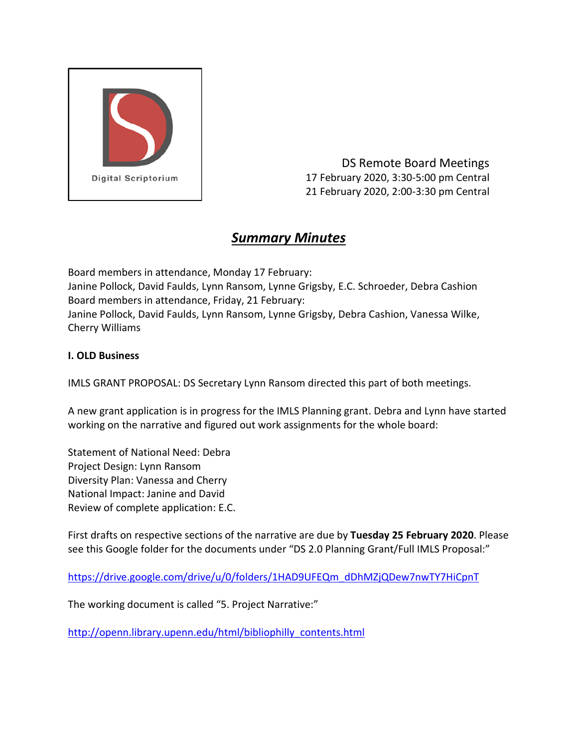Digital Scriptorium

DS Remote Board Meetings
17 February 2020, 3:30-5:00 pm Central
21 February 2020, 2:00-3:30 pm Central

# ***Summary Minutes***

Board members in attendance, Monday 17 February:
Janine Pollock, David Faulds, Lynn Ransom, Lynne Grigsby, E.C. Schroeder, Debra Cashion
Board members in attendance, Friday, 21 February:
Janine Pollock, David Faulds, Lynn Ransom, Lynne Grigsby, Debra Cashion, Vanessa Wilke, Cherry Williams

**I. OLD Business**

IMLS GRANT PROPOSAL: DS Secretary Lynn Ransom directed this part of both meetings.

A new grant application is in progress for the IMLS Planning grant. Debra and Lynn have started working on the narrative and figured out work assignments for the whole board:

Statement of National Need: Debra
Project Design: Lynn Ransom
Diversity Plan: Vanessa and Cherry
National Impact: Janine and David
Review of complete application: E.C.

First drafts on respective sections of the narrative are due by **Tuesday 25 February 2020**. Please see this Google folder for the documents under "DS 2.0 Planning Grant/Full IMLS Proposal:"

https://drive.google.com/drive/u/0/folders/1HAD9UFEQm_dDhMZjQDew7nwTY7HiCpnT

The working document is called "5. Project Narrative:"

http://openn.library.upenn.edu/html/bibliophilly_contents.html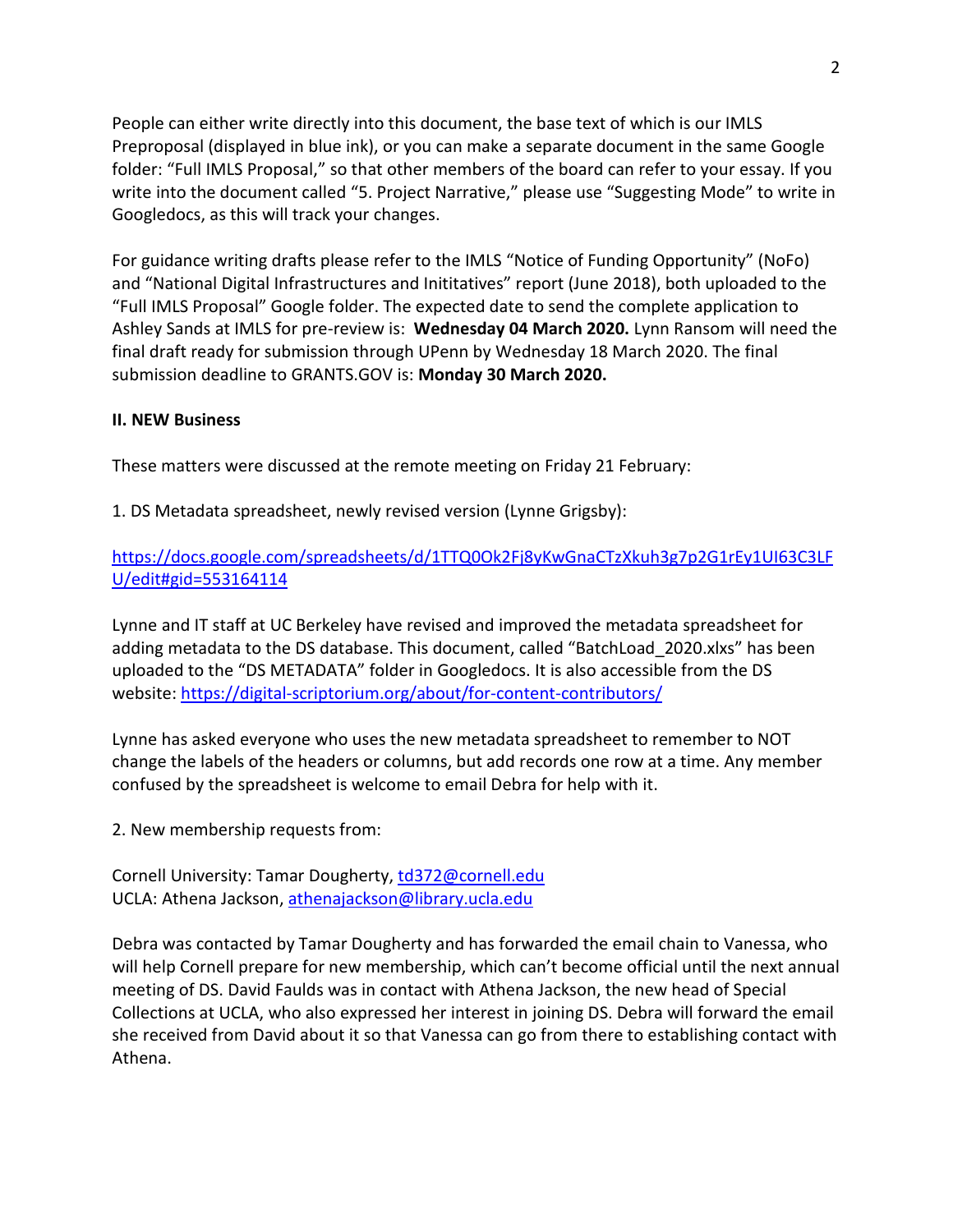People can either write directly into this document, the base text of which is our IMLS Preproposal (displayed in blue ink), or you can make a separate document in the same Google folder: “Full IMLS Proposal,” so that other members of the board can refer to your essay. If you write into the document called “5. Project Narrative,” please use “Suggesting Mode” to write in Googledocs, as this will track your changes.

For guidance writing drafts please refer to the IMLS “Notice of Funding Opportunity” (NoFo) and “National Digital Infrastructures and Inititatives” report (June 2018), both uploaded to the “Full IMLS Proposal” Google folder. The expected date to send the complete application to Ashley Sands at IMLS for pre-review is: **Wednesday 04 March 2020.** Lynn Ransom will need the final draft ready for submission through UPenn by Wednesday 18 March 2020. The final submission deadline to GRANTS.GOV is: **Monday 30 March 2020.**

**II. NEW Business**

These matters were discussed at the remote meeting on Friday 21 February:

1. DS Metadata spreadsheet, newly revised version (Lynne Grigsby):

https://docs.google.com/spreadsheets/d/1TTQ0Ok2Fj8yKwGnaCTzXkuh3g7p2G1rEy1UI63C3LFU/edit#gid=553164114

Lynne and IT staff at UC Berkeley have revised and improved the metadata spreadsheet for adding metadata to the DS database. This document, called “BatchLoad_2020.xlxs” has been uploaded to the “DS METADATA” folder in Googledocs. It is also accessible from the DS website: https://digital-scriptorium.org/about/for-content-contributors/

Lynne has asked everyone who uses the new metadata spreadsheet to remember to NOT change the labels of the headers or columns, but add records one row at a time. Any member confused by the spreadsheet is welcome to email Debra for help with it.

2. New membership requests from:

Cornell University: Tamar Dougherty, td372@cornell.edu
UCLA: Athena Jackson, athenajackson@library.ucla.edu

Debra was contacted by Tamar Dougherty and has forwarded the email chain to Vanessa, who will help Cornell prepare for new membership, which can’t become official until the next annual meeting of DS. David Faulds was in contact with Athena Jackson, the new head of Special Collections at UCLA, who also expressed her interest in joining DS. Debra will forward the email she received from David about it so that Vanessa can go from there to establishing contact with Athena.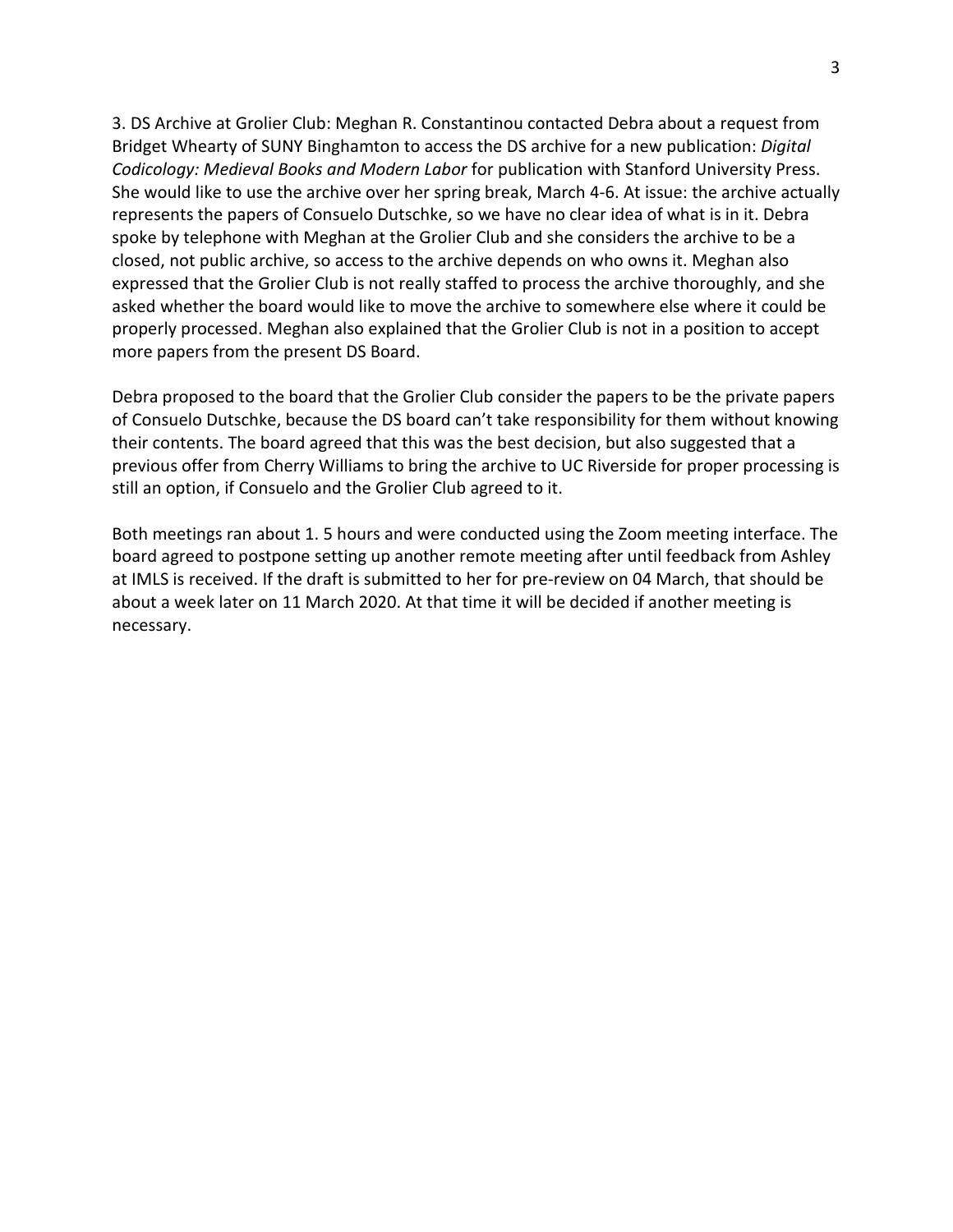3. DS Archive at Grolier Club: Meghan R. Constantinou contacted Debra about a request from Bridget Whearty of SUNY Binghamton to access the DS archive for a new publication: *Digital Codicology: Medieval Books and Modern Labor* for publication with Stanford University Press. She would like to use the archive over her spring break, March 4-6. At issue: the archive actually represents the papers of Consuelo Dutschke, so we have no clear idea of what is in it. Debra spoke by telephone with Meghan at the Grolier Club and she considers the archive to be a closed, not public archive, so access to the archive depends on who owns it. Meghan also expressed that the Grolier Club is not really staffed to process the archive thoroughly, and she asked whether the board would like to move the archive to somewhere else where it could be properly processed. Meghan also explained that the Grolier Club is not in a position to accept more papers from the present DS Board.

Debra proposed to the board that the Grolier Club consider the papers to be the private papers of Consuelo Dutschke, because the DS board can't take responsibility for them without knowing their contents. The board agreed that this was the best decision, but also suggested that a previous offer from Cherry Williams to bring the archive to UC Riverside for proper processing is still an option, if Consuelo and the Grolier Club agreed to it.

Both meetings ran about 1. 5 hours and were conducted using the Zoom meeting interface. The board agreed to postpone setting up another remote meeting after until feedback from Ashley at IMLS is received. If the draft is submitted to her for pre-review on 04 March, that should be about a week later on 11 March 2020. At that time it will be decided if another meeting is necessary.